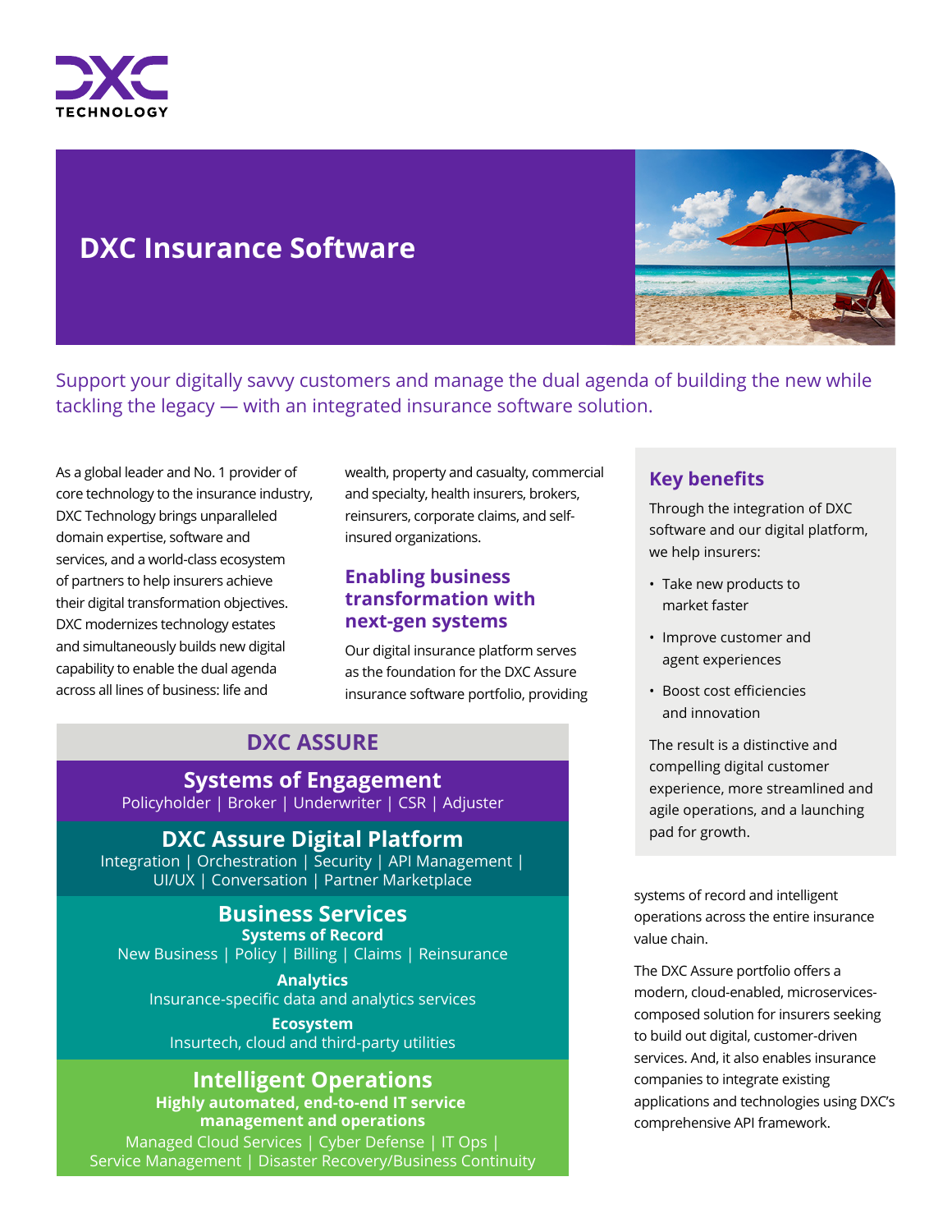# DXC Insurance Software

Support your digitally savvy customers and manage the dual agenda of building the new while tackling the legacy — with an integrated insurance software solution.

As a global leader and No. 1 provider of core technology to the insurance industry, DXC Technology brings unparalleled domain expertise, software and services, and a world-class ecosystem of partners to help insurers achieve their digital transformation objectives. DXC modernizes technology estates and simultaneously builds new digital capability to enable the dual agenda across all lines of business: life and wealth, property and casualty, commercial and specialty, health insurers, brokers, reinsurers, corporate claims, and self-insured organizations.

## Enabling business transformation with next-gen systems

Our digital insurance platform serves as the foundation for the DXC Assure insurance software portfolio, providing systems of record and intelligent operations across the entire insurance value chain.

The DXC Assure portfolio offers a modern, cloud-enabled, microservices-composed solution for insurers seeking to build out digital, customer-driven services. And, it also enables insurance companies to integrate existing applications and technologies using DXC's comprehensive API framework.

### DXC ASSURE

**Systems of Engagement**
Policyholder | Broker | Underwriter | CSR | Adjuster

**DXC Assure Digital Platform**
Integration | Orchestration | Security | API Management | UI/UX | Conversation | Partner Marketplace

**Business Services**

**Systems of Record**
New Business | Policy | Billing | Claims | Reinsurance

**Analytics**
Insurance-specific data and analytics services

**Ecosystem**
Insurtech, cloud and third-party utilities

**Intelligent Operations**

**Highly automated, end-to-end IT service management and operations**
Managed Cloud Services | Cyber Defense | IT Ops | Service Management | Disaster Recovery/Business Continuity

## Key benefits

Through the integration of DXC software and our digital platform, we help insurers:

- Take new products to market faster
- Improve customer and agent experiences
- Boost cost efficiencies and innovation

The result is a distinctive and compelling digital customer experience, more streamlined and agile operations, and a launching pad for growth.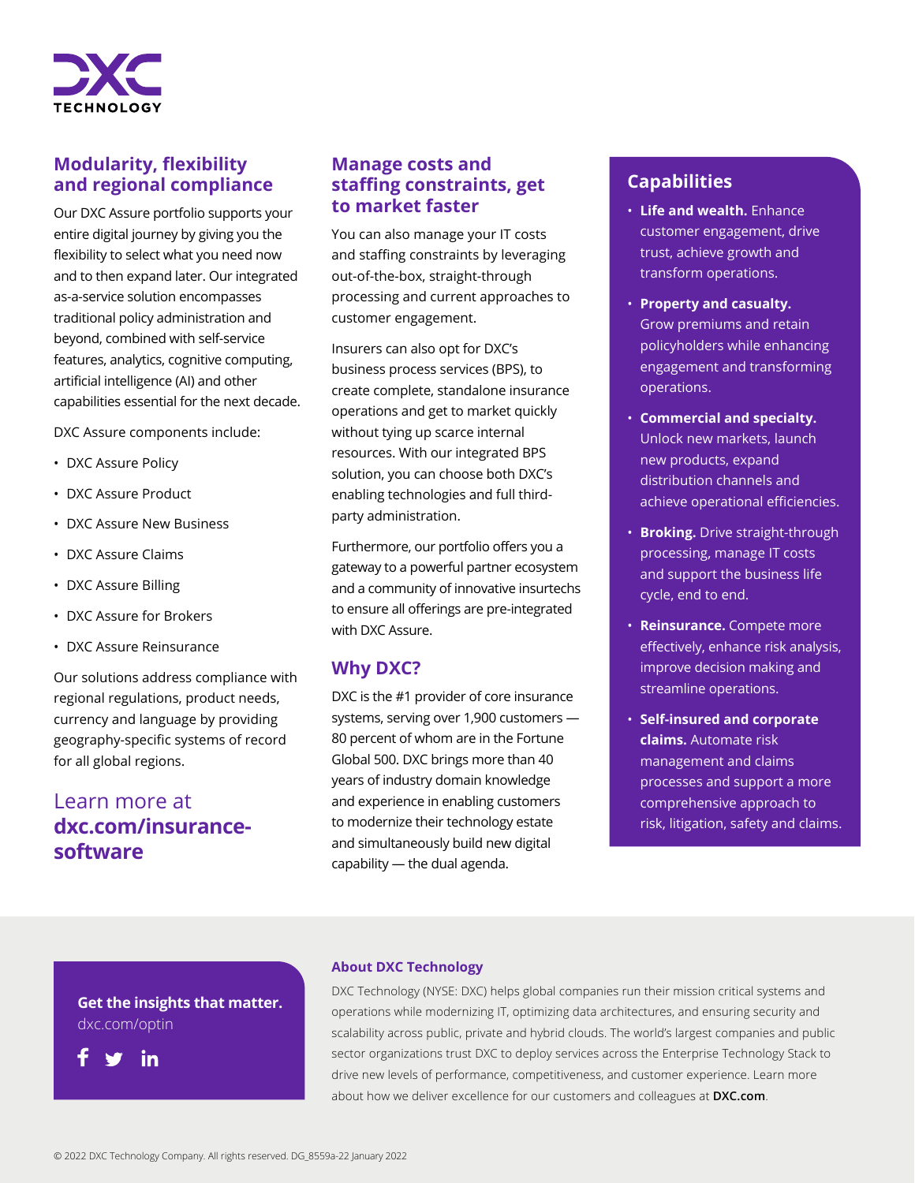## Modularity, flexibility and regional compliance

Our DXC Assure portfolio supports your entire digital journey by giving you the flexibility to select what you need now and to then expand later. Our integrated as-a-service solution encompasses traditional policy administration and beyond, combined with self-service features, analytics, cognitive computing, artificial intelligence (AI) and other capabilities essential for the next decade.

DXC Assure components include:

- DXC Assure Policy
- DXC Assure Product
- DXC Assure New Business
- DXC Assure Claims
- DXC Assure Billing
- DXC Assure for Brokers
- DXC Assure Reinsurance

Our solutions address compliance with regional regulations, product needs, currency and language by providing geography-specific systems of record for all global regions.

Learn more at **dxc.com/insurance-software**

## Manage costs and staffing constraints, get to market faster

You can also manage your IT costs and staffing constraints by leveraging out-of-the-box, straight-through processing and current approaches to customer engagement.

Insurers can also opt for DXC's business process services (BPS), to create complete, standalone insurance operations and get to market quickly without tying up scarce internal resources. With our integrated BPS solution, you can choose both DXC's enabling technologies and full third-party administration.

Furthermore, our portfolio offers you a gateway to a powerful partner ecosystem and a community of innovative insurtechs to ensure all offerings are pre-integrated with DXC Assure.

## Why DXC?

DXC is the #1 provider of core insurance systems, serving over 1,900 customers — 80 percent of whom are in the Fortune Global 500. DXC brings more than 40 years of industry domain knowledge and experience in enabling customers to modernize their technology estate and simultaneously build new digital capability — the dual agenda.

## Capabilities

- **Life and wealth.** Enhance customer engagement, drive trust, achieve growth and transform operations.
- **Property and casualty.** Grow premiums and retain policyholders while enhancing engagement and transforming operations.
- **Commercial and specialty.** Unlock new markets, launch new products, expand distribution channels and achieve operational efficiencies.
- **Broking.** Drive straight-through processing, manage IT costs and support the business life cycle, end to end.
- **Reinsurance.** Compete more effectively, enhance risk analysis, improve decision making and streamline operations.
- **Self-insured and corporate claims.** Automate risk management and claims processes and support a more comprehensive approach to risk, litigation, safety and claims.

**Get the insights that matter.**
dxc.com/optin

### About DXC Technology

DXC Technology (NYSE: DXC) helps global companies run their mission critical systems and operations while modernizing IT, optimizing data architectures, and ensuring security and scalability across public, private and hybrid clouds. The world's largest companies and public sector organizations trust DXC to deploy services across the Enterprise Technology Stack to drive new levels of performance, competitiveness, and customer experience. Learn more about how we deliver excellence for our customers and colleagues at **DXC.com**.

© 2022 DXC Technology Company. All rights reserved. DG_8559a-22 January 2022